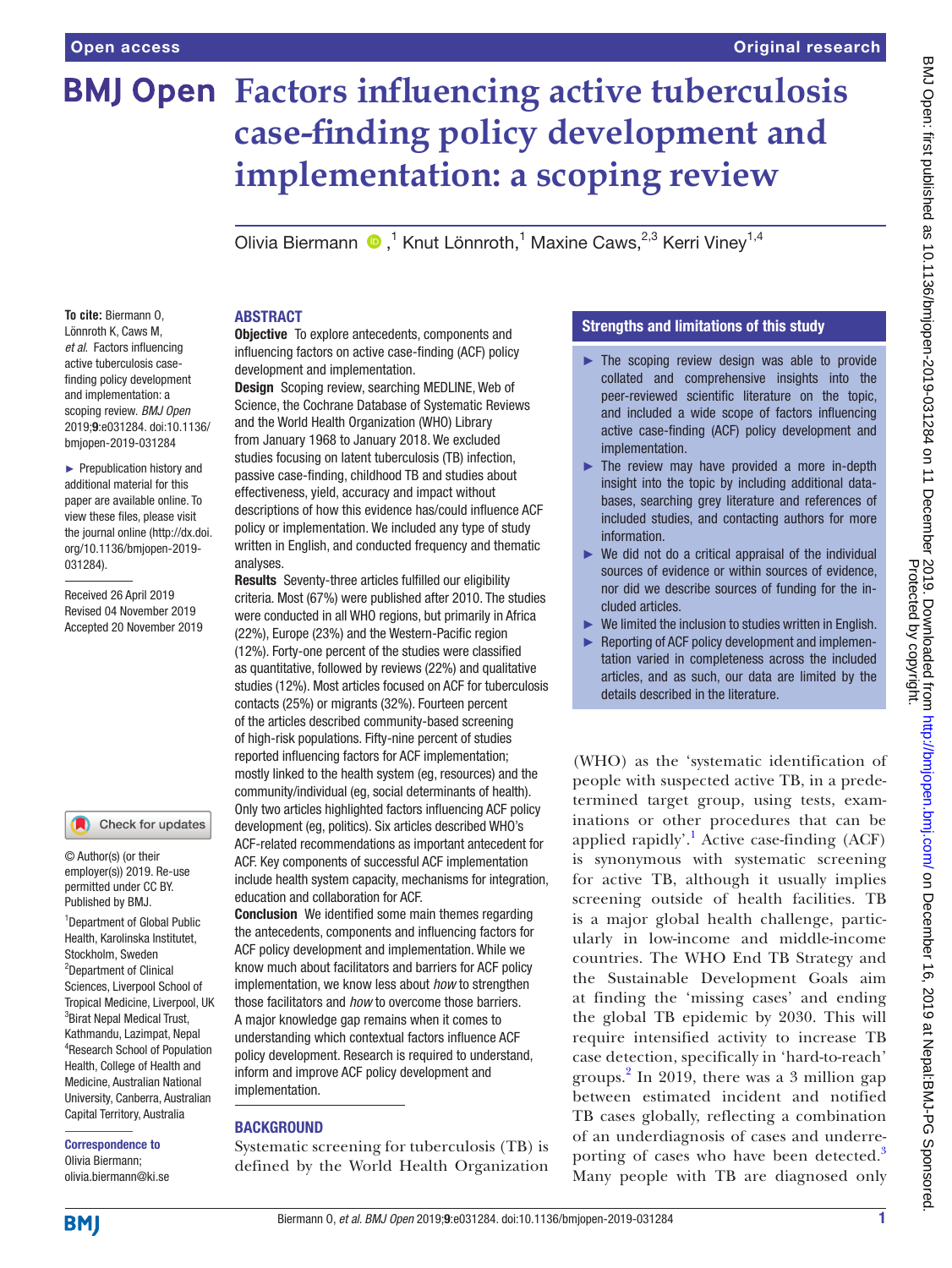Open access

Original research

# Factors influencing active tuberculosis case-finding policy development and implementation: a scoping review

Olivia Biermann ,[1] Knut Lönnroth,[1] Maxine Caws,[2,3] Kerri Viney[1,4]

**To cite:** Biermann O, Lönnroth K, Caws M, *et al*. Factors influencing active tuberculosis case-finding policy development and implementation: a scoping review. *BMJ Open* 2019;**9**:e031284. doi:10.1136/bmjopen-2019-031284

► Prepublication history and additional material for this paper are available online. To view these files, please visit the journal online (http://dx.doi.org/10.1136/bmjopen-2019-031284).

Received 26 April 2019
Revised 04 November 2019
Accepted 20 November 2019

© Author(s) (or their employer(s)) 2019. Re-use permitted under CC BY. Published by BMJ.

[1]Department of Global Public Health, Karolinska Institutet, Stockholm, Sweden
[2]Department of Clinical Sciences, Liverpool School of Tropical Medicine, Liverpool, UK
[3]Birat Nepal Medical Trust, Kathmandu, Lazimpat, Nepal
[4]Research School of Population Health, College of Health and Medicine, Australian National University, Canberra, Australian Capital Territory, Australia

**Correspondence to**
Olivia Biermann;
olivia.biermann@ki.se

## ABSTRACT

**Objective** To explore antecedents, components and influencing factors on active case-finding (ACF) policy development and implementation.

**Design** Scoping review, searching MEDLINE, Web of Science, the Cochrane Database of Systematic Reviews and the World Health Organization (WHO) Library from January 1968 to January 2018. We excluded studies focusing on latent tuberculosis (TB) infection, passive case-finding, childhood TB and studies about effectiveness, yield, accuracy and impact without descriptions of how this evidence has/could influence ACF policy or implementation. We included any type of study written in English, and conducted frequency and thematic analyses.

**Results** Seventy-three articles fulfilled our eligibility criteria. Most (67%) were published after 2010. The studies were conducted in all WHO regions, but primarily in Africa (22%), Europe (23%) and the Western-Pacific region (12%). Forty-one percent of the studies were classified as quantitative, followed by reviews (22%) and qualitative studies (12%). Most articles focused on ACF for tuberculosis contacts (25%) or migrants (32%). Fourteen percent of the articles described community-based screening of high-risk populations. Fifty-nine percent of studies reported influencing factors for ACF implementation; mostly linked to the health system (eg, resources) and the community/individual (eg, social determinants of health). Only two articles highlighted factors influencing ACF policy development (eg, politics). Six articles described WHO's ACF-related recommendations as important antecedent for ACF. Key components of successful ACF implementation include health system capacity, mechanisms for integration, education and collaboration for ACF.

**Conclusion** We identified some main themes regarding the antecedents, components and influencing factors for ACF policy development and implementation. While we know much about facilitators and barriers for ACF policy implementation, we know less about *how* to strengthen those facilitators and *how* to overcome those barriers. A major knowledge gap remains when it comes to understanding which contextual factors influence ACF policy development. Research is required to understand, inform and improve ACF policy development and implementation.

## Strengths and limitations of this study

- ► The scoping review design was able to provide collated and comprehensive insights into the peer-reviewed scientific literature on the topic, and included a wide scope of factors influencing active case-finding (ACF) policy development and implementation.
- ► The review may have provided a more in-depth insight into the topic by including additional databases, searching grey literature and references of included studies, and contacting authors for more information.
- ► We did not do a critical appraisal of the individual sources of evidence or within sources of evidence, nor did we describe sources of funding for the included articles.
- ► We limited the inclusion to studies written in English.
- ► Reporting of ACF policy development and implementation varied in completeness across the included articles, and as such, our data are limited by the details described in the literature.

## BACKGROUND

Systematic screening for tuberculosis (TB) is defined by the World Health Organization (WHO) as the 'systematic identification of people with suspected active TB, in a predetermined target group, using tests, examinations or other procedures that can be applied rapidly'.[1] Active case-finding (ACF) is synonymous with systematic screening for active TB, although it usually implies screening outside of health facilities. TB is a major global health challenge, particularly in low-income and middle-income countries. The WHO End TB Strategy and the Sustainable Development Goals aim at finding the 'missing cases' and ending the global TB epidemic by 2030. This will require intensified activity to increase TB case detection, specifically in 'hard-to-reach' groups.[2] In 2019, there was a 3 million gap between estimated incident and notified TB cases globally, reflecting a combination of an underdiagnosis of cases and underreporting of cases who have been detected.[3] Many people with TB are diagnosed only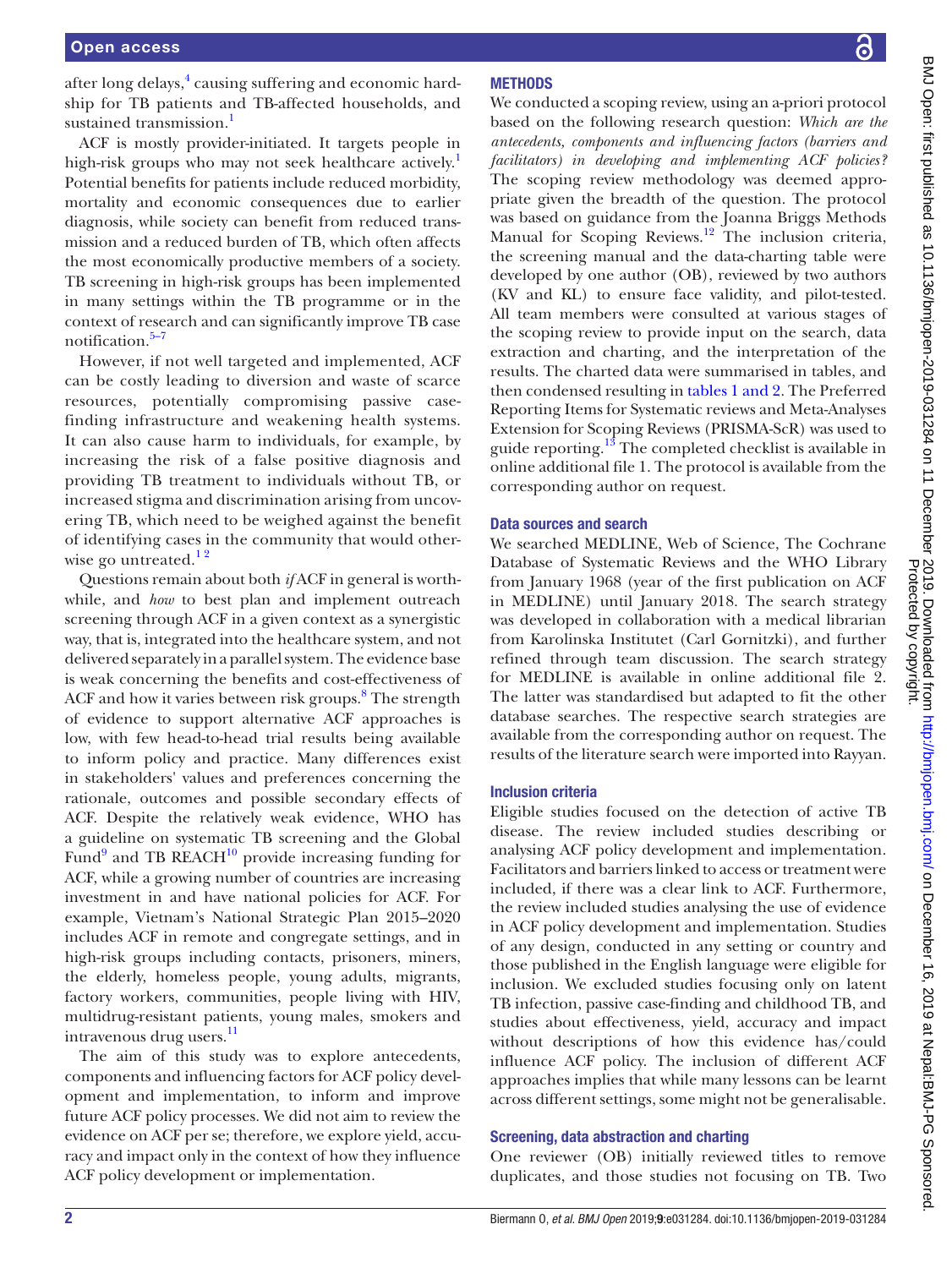after long delays,[4] causing suffering and economic hardship for TB patients and TB-affected households, and sustained transmission.[1]

ACF is mostly provider-initiated. It targets people in high-risk groups who may not seek healthcare actively.[1] Potential benefits for patients include reduced morbidity, mortality and economic consequences due to earlier diagnosis, while society can benefit from reduced transmission and a reduced burden of TB, which often affects the most economically productive members of a society. TB screening in high-risk groups has been implemented in many settings within the TB programme or in the context of research and can significantly improve TB case notification.[5–7]

However, if not well targeted and implemented, ACF can be costly leading to diversion and waste of scarce resources, potentially compromising passive case-finding infrastructure and weakening health systems. It can also cause harm to individuals, for example, by increasing the risk of a false positive diagnosis and providing TB treatment to individuals without TB, or increased stigma and discrimination arising from uncovering TB, which need to be weighed against the benefit of identifying cases in the community that would otherwise go untreated.[1 2]

Questions remain about both *if* ACF in general is worthwhile, and *how* to best plan and implement outreach screening through ACF in a given context as a synergistic way, that is, integrated into the healthcare system, and not delivered separately in a parallel system. The evidence base is weak concerning the benefits and cost-effectiveness of ACF and how it varies between risk groups.[8] The strength of evidence to support alternative ACF approaches is low, with few head-to-head trial results being available to inform policy and practice. Many differences exist in stakeholders' values and preferences concerning the rationale, outcomes and possible secondary effects of ACF. Despite the relatively weak evidence, WHO has a guideline on systematic TB screening and the Global Fund[9] and TB REACH[10] provide increasing funding for ACF, while a growing number of countries are increasing investment in and have national policies for ACF. For example, Vietnam's National Strategic Plan 2015–2020 includes ACF in remote and congregate settings, and in high-risk groups including contacts, prisoners, miners, the elderly, homeless people, young adults, migrants, factory workers, communities, people living with HIV, multidrug-resistant patients, young males, smokers and intravenous drug users.[11]

The aim of this study was to explore antecedents, components and influencing factors for ACF policy development and implementation, to inform and improve future ACF policy processes. We did not aim to review the evidence on ACF per se; therefore, we explore yield, accuracy and impact only in the context of how they influence ACF policy development or implementation.

## METHODS

We conducted a scoping review, using an a-priori protocol based on the following research question: *Which are the antecedents, components and influencing factors (barriers and facilitators) in developing and implementing ACF policies?* The scoping review methodology was deemed appropriate given the breadth of the question. The protocol was based on guidance from the Joanna Briggs Methods Manual for Scoping Reviews.[12] The inclusion criteria, the screening manual and the data-charting table were developed by one author (OB), reviewed by two authors (KV and KL) to ensure face validity, and pilot-tested. All team members were consulted at various stages of the scoping review to provide input on the search, data extraction and charting, and the interpretation of the results. The charted data were summarised in tables, and then condensed resulting in tables 1 and 2. The Preferred Reporting Items for Systematic reviews and Meta-Analyses Extension for Scoping Reviews (PRISMA-ScR) was used to guide reporting.[13] The completed checklist is available in online additional file 1. The protocol is available from the corresponding author on request.

### Data sources and search

We searched MEDLINE, Web of Science, The Cochrane Database of Systematic Reviews and the WHO Library from January 1968 (year of the first publication on ACF in MEDLINE) until January 2018. The search strategy was developed in collaboration with a medical librarian from Karolinska Institutet (Carl Gornitzki), and further refined through team discussion. The search strategy for MEDLINE is available in online additional file 2. The latter was standardised but adapted to fit the other database searches. The respective search strategies are available from the corresponding author on request. The results of the literature search were imported into Rayyan.

### Inclusion criteria

Eligible studies focused on the detection of active TB disease. The review included studies describing or analysing ACF policy development and implementation. Facilitators and barriers linked to access or treatment were included, if there was a clear link to ACF. Furthermore, the review included studies analysing the use of evidence in ACF policy development and implementation. Studies of any design, conducted in any setting or country and those published in the English language were eligible for inclusion. We excluded studies focusing only on latent TB infection, passive case-finding and childhood TB, and studies about effectiveness, yield, accuracy and impact without descriptions of how this evidence has/could influence ACF policy. The inclusion of different ACF approaches implies that while many lessons can be learnt across different settings, some might not be generalisable.

### Screening, data abstraction and charting

One reviewer (OB) initially reviewed titles to remove duplicates, and those studies not focusing on TB. Two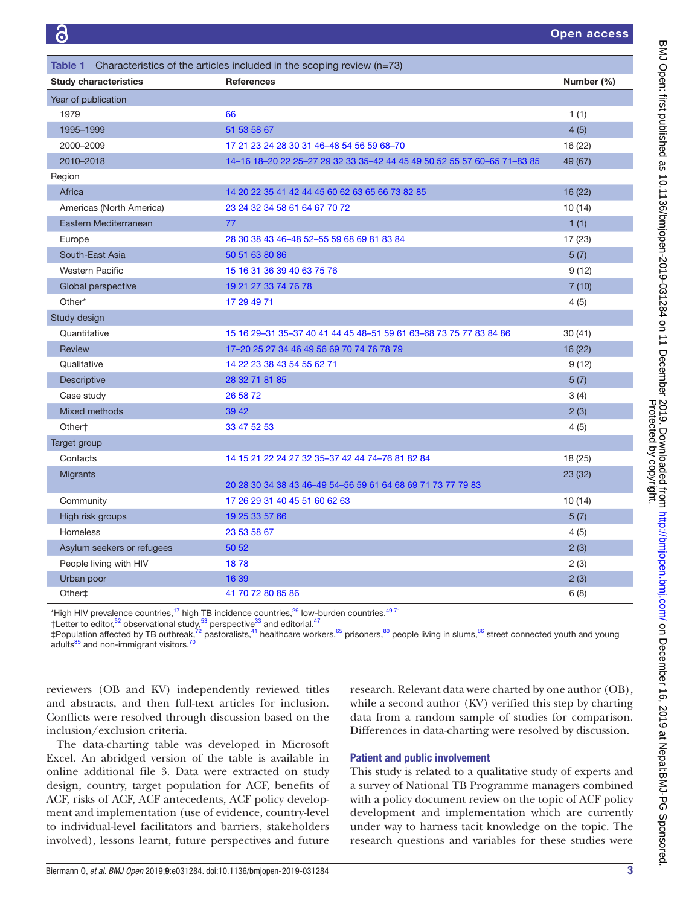**Table 1** Characteristics of the articles included in the scoping review (n=73)

| Study characteristics | References | Number (%) |
|---|---|---|
| Year of publication | | |
| 1979 | 66 | 1 (1) |
| 1995–1999 | 51 53 58 67 | 4 (5) |
| 2000–2009 | 17 21 23 24 28 30 31 46–48 54 56 59 68–70 | 16 (22) |
| 2010–2018 | 14–16 18–20 22 25–27 29 32 33 35–42 44 45 49 50 52 55 57 60–65 71–83 85 | 49 (67) |
| Region | | |
| Africa | 14 20 22 35 41 42 44 45 60 62 63 65 66 73 82 85 | 16 (22) |
| Americas (North America) | 23 24 32 34 58 61 64 67 70 72 | 10 (14) |
| Eastern Mediterranean | 77 | 1 (1) |
| Europe | 28 30 38 43 46–48 52–55 59 68 69 81 83 84 | 17 (23) |
| South-East Asia | 50 51 63 80 86 | 5 (7) |
| Western Pacific | 15 16 31 36 39 40 63 75 76 | 9 (12) |
| Global perspective | 19 21 27 33 74 76 78 | 7 (10) |
| Other* | 17 29 49 71 | 4 (5) |
| Study design | | |
| Quantitative | 15 16 29–31 35–37 40 41 44 45 48–51 59 61 63–68 73 75 77 83 84 86 | 30 (41) |
| Review | 17–20 25 27 34 46 49 56 69 70 74 76 78 79 | 16 (22) |
| Qualitative | 14 22 23 38 43 54 55 62 71 | 9 (12) |
| Descriptive | 28 32 71 81 85 | 5 (7) |
| Case study | 26 58 72 | 3 (4) |
| Mixed methods | 39 42 | 2 (3) |
| Other† | 33 47 52 53 | 4 (5) |
| Target group | | |
| Contacts | 14 15 21 22 24 27 32 35–37 42 44 74–76 81 82 84 | 18 (25) |
| Migrants | 20 28 30 34 38 43 46–49 54–56 59 61 64 68 69 71 73 77 79 83 | 23 (32) |
| Community | 17 26 29 31 40 45 51 60 62 63 | 10 (14) |
| High risk groups | 19 25 33 57 66 | 5 (7) |
| Homeless | 23 53 58 67 | 4 (5) |
| Asylum seekers or refugees | 50 52 | 2 (3) |
| People living with HIV | 18 78 | 2 (3) |
| Urban poor | 16 39 | 2 (3) |
| Other‡ | 41 70 72 80 85 86 | 6 (8) |

*High HIV prevalence countries,[17] high TB incidence countries,[29] low-burden countries.[49 71]
†Letter to editor,[52] observational study,[53] perspective[33] and editorial.[47]
‡Population affected by TB outbreak,[72] pastoralists,[41] healthcare workers,[65] prisoners,[80] people living in slums,[86] street connected youth and young adults[85] and non-immigrant visitors.[70]

reviewers (OB and KV) independently reviewed titles and abstracts, and then full-text articles for inclusion. Conflicts were resolved through discussion based on the inclusion/exclusion criteria.

The data-charting table was developed in Microsoft Excel. An abridged version of the table is available in online additional file 3. Data were extracted on study design, country, target population for ACF, benefits of ACF, risks of ACF, ACF antecedents, ACF policy development and implementation (use of evidence, country-level to individual-level facilitators and barriers, stakeholders involved), lessons learnt, future perspectives and future research. Relevant data were charted by one author (OB), while a second author (KV) verified this step by charting data from a random sample of studies for comparison. Differences in data-charting were resolved by discussion.

## Patient and public involvement

This study is related to a qualitative study of experts and a survey of National TB Programme managers combined with a policy document review on the topic of ACF policy development and implementation which are currently under way to harness tacit knowledge on the topic. The research questions and variables for these studies were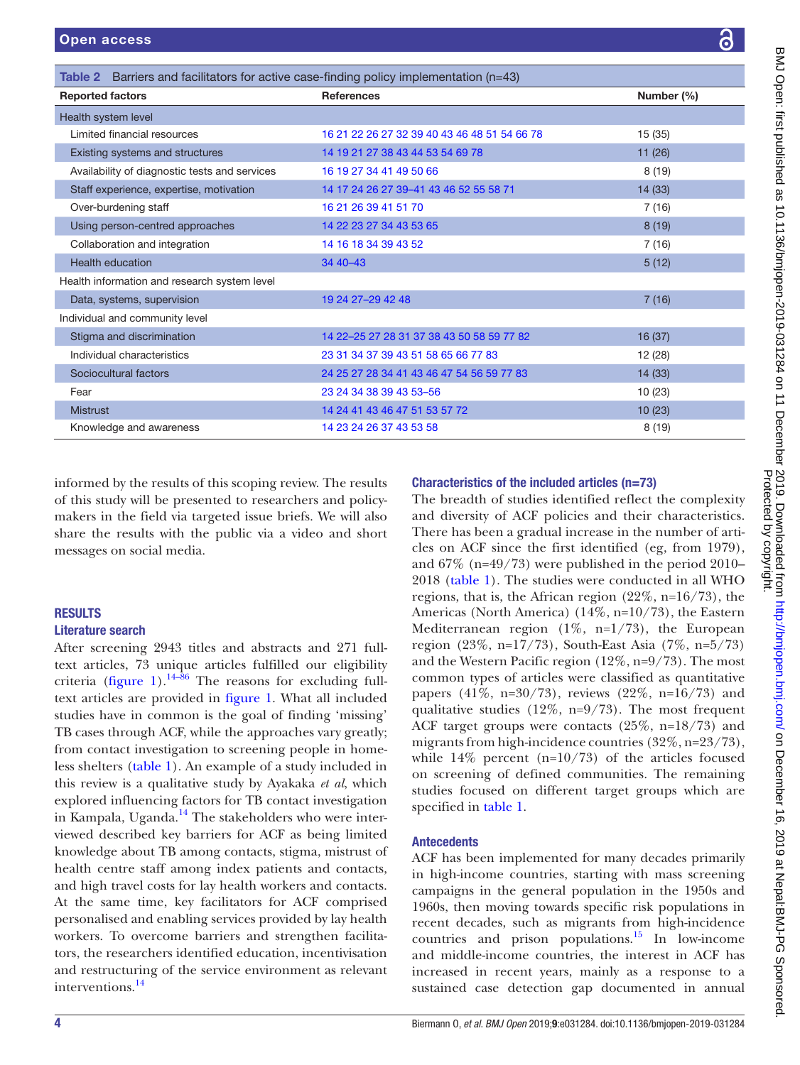**Table 2** Barriers and facilitators for active case-finding policy implementation (n=43)

| Reported factors | References | Number (%) |
|---|---|---|
| Health system level | | |
| Limited financial resources | 16 21 22 26 27 32 39 40 43 46 48 51 54 66 78 | 15 (35) |
| Existing systems and structures | 14 19 21 27 38 43 44 53 54 69 78 | 11 (26) |
| Availability of diagnostic tests and services | 16 19 27 34 41 49 50 66 | 8 (19) |
| Staff experience, expertise, motivation | 14 17 24 26 27 39–41 43 46 52 55 58 71 | 14 (33) |
| Over-burdening staff | 16 21 26 39 41 51 70 | 7 (16) |
| Using person-centred approaches | 14 22 23 27 34 43 53 65 | 8 (19) |
| Collaboration and integration | 14 16 18 34 39 43 52 | 7 (16) |
| Health education | 34 40–43 | 5 (12) |
| Health information and research system level | | |
| Data, systems, supervision | 19 24 27–29 42 48 | 7 (16) |
| Individual and community level | | |
| Stigma and discrimination | 14 22–25 27 28 31 37 38 43 50 58 59 77 82 | 16 (37) |
| Individual characteristics | 23 31 34 37 39 43 51 58 65 66 77 83 | 12 (28) |
| Sociocultural factors | 24 25 27 28 34 41 43 46 47 54 56 59 77 83 | 14 (33) |
| Fear | 23 24 34 38 39 43 53–56 | 10 (23) |
| Mistrust | 14 24 41 43 46 47 51 53 57 72 | 10 (23) |
| Knowledge and awareness | 14 23 24 26 37 43 53 58 | 8 (19) |

informed by the results of this scoping review. The results of this study will be presented to researchers and policymakers in the field via targeted issue briefs. We will also share the results with the public via a video and short messages on social media.

## RESULTS

### Literature search

After screening 2943 titles and abstracts and 271 full-text articles, 73 unique articles fulfilled our eligibility criteria (figure 1).[14–86] The reasons for excluding full-text articles are provided in figure 1. What all included studies have in common is the goal of finding 'missing' TB cases through ACF, while the approaches vary greatly; from contact investigation to screening people in homeless shelters (table 1). An example of a study included in this review is a qualitative study by Ayakaka *et al*, which explored influencing factors for TB contact investigation in Kampala, Uganda.[14] The stakeholders who were interviewed described key barriers for ACF as being limited knowledge about TB among contacts, stigma, mistrust of health centre staff among index patients and contacts, and high travel costs for lay health workers and contacts. At the same time, key facilitators for ACF comprised personalised and enabling services provided by lay health workers. To overcome barriers and strengthen facilitators, the researchers identified education, incentivisation and restructuring of the service environment as relevant interventions.[14]

### Characteristics of the included articles (n=73)

The breadth of studies identified reflect the complexity and diversity of ACF policies and their characteristics. There has been a gradual increase in the number of articles on ACF since the first identified (eg, from 1979), and 67% (n=49/73) were published in the period 2010–2018 (table 1). The studies were conducted in all WHO regions, that is, the African region (22%, n=16/73), the Americas (North America) (14%, n=10/73), the Eastern Mediterranean region (1%, n=1/73), the European region (23%, n=17/73), South-East Asia (7%, n=5/73) and the Western Pacific region (12%, n=9/73). The most common types of articles were classified as quantitative papers (41%, n=30/73), reviews (22%, n=16/73) and qualitative studies (12%, n=9/73). The most frequent ACF target groups were contacts (25%, n=18/73) and migrants from high-incidence countries (32%, n=23/73), while 14% percent (n=10/73) of the articles focused on screening of defined communities. The remaining studies focused on different target groups which are specified in table 1.

### Antecedents

ACF has been implemented for many decades primarily in high-income countries, starting with mass screening campaigns in the general population in the 1950s and 1960s, then moving towards specific risk populations in recent decades, such as migrants from high-incidence countries and prison populations.[15] In low-income and middle-income countries, the interest in ACF has increased in recent years, mainly as a response to a sustained case detection gap documented in annual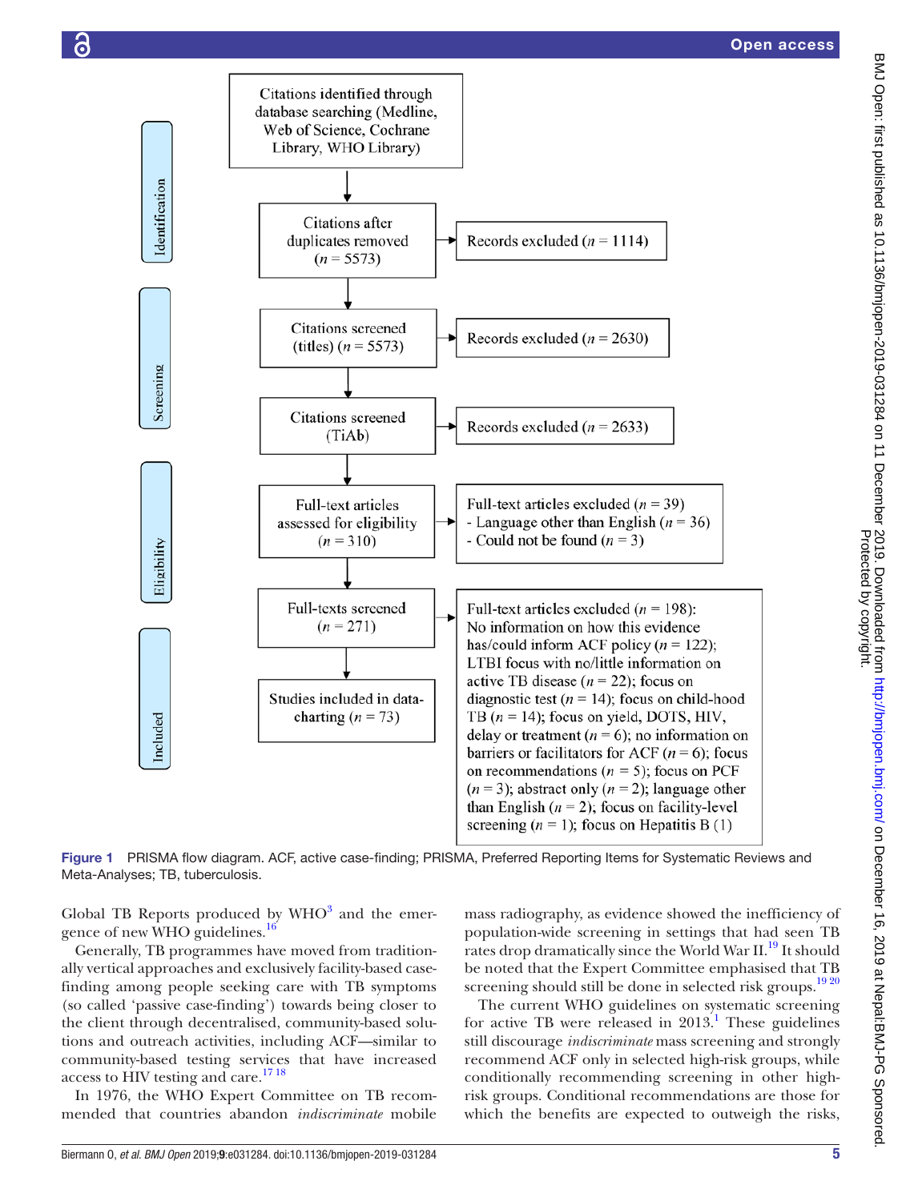**Identification**

Citations identified through database searching (Medline, Web of Science, Cochrane Library, WHO Library)

Citations after duplicates removed ($n$ = 5573) → Records excluded ($n$ = 1114)

**Screening**

Citations screened (titles) ($n$ = 5573) → Records excluded ($n$ = 2630)

Citations screened (TiAb) → Records excluded ($n$ = 2633)

**Eligibility**

Full-text articles assessed for eligibility ($n$ = 310) → Full-text articles excluded ($n$ = 39)
- Language other than English ($n$ = 36)
- Could not be found ($n$ = 3)

Full-texts screened ($n$ = 271) → Full-text articles excluded ($n$ = 198): No information on how this evidence has/could inform ACF policy ($n$ = 122); LTBI focus with no/little information on active TB disease ($n$ = 22); focus on diagnostic test ($n$ = 14); focus on child-hood TB ($n$ = 14); focus on yield, DOTS, HIV, delay or treatment ($n$ = 6); no information on barriers or facilitators for ACF ($n$ = 6); focus on recommendations ($n$ = 5); focus on PCF ($n$ = 3); abstract only ($n$ = 2); language other than English ($n$ = 2); focus on facility-level screening ($n$ = 1); focus on Hepatitis B (1)

**Included**

Studies included in data-charting ($n$ = 73)

**Figure 1** PRISMA flow diagram. ACF, active case-finding; PRISMA, Preferred Reporting Items for Systematic Reviews and Meta-Analyses; TB, tuberculosis.

Global TB Reports produced by WHO[3] and the emergence of new WHO guidelines.[16]

Generally, TB programmes have moved from traditionally vertical approaches and exclusively facility-based case-finding among people seeking care with TB symptoms (so called 'passive case-finding') towards being closer to the client through decentralised, community-based solutions and outreach activities, including ACF—similar to community-based testing services that have increased access to HIV testing and care.[17,18]

In 1976, the WHO Expert Committee on TB recommended that countries abandon *indiscriminate* mobile mass radiography, as evidence showed the inefficiency of population-wide screening in settings that had seen TB rates drop dramatically since the World War II.[19] It should be noted that the Expert Committee emphasised that TB screening should still be done in selected risk groups.[19,20]

The current WHO guidelines on systematic screening for active TB were released in 2013.[1] These guidelines still discourage *indiscriminate* mass screening and strongly recommend ACF only in selected high-risk groups, while conditionally recommending screening in other high-risk groups. Conditional recommendations are those for which the benefits are expected to outweigh the risks,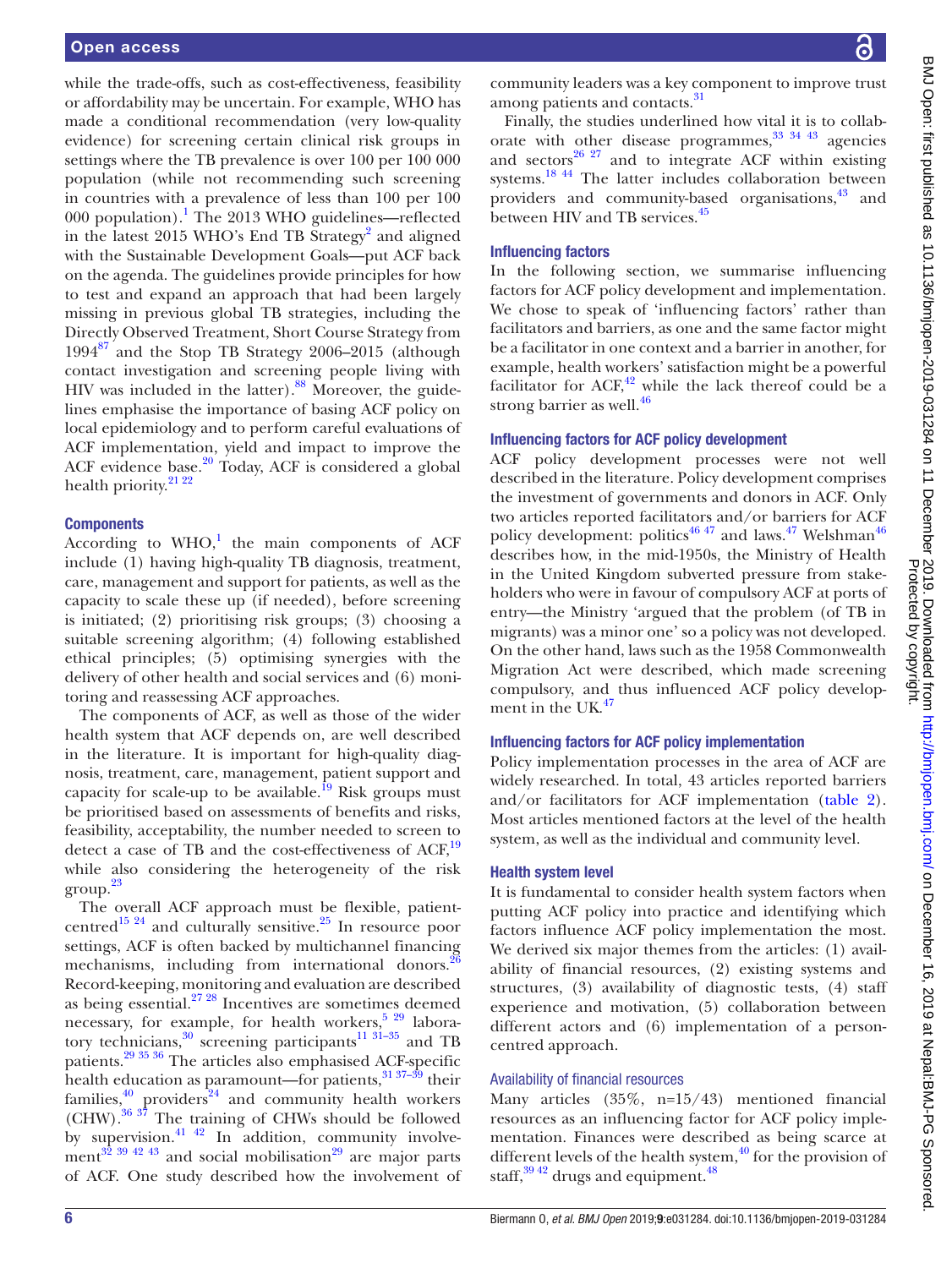while the trade-offs, such as cost-effectiveness, feasibility or affordability may be uncertain. For example, WHO has made a conditional recommendation (very low-quality evidence) for screening certain clinical risk groups in settings where the TB prevalence is over 100 per 100 000 population (while not recommending such screening in countries with a prevalence of less than 100 per 100 000 population).[1] The 2013 WHO guidelines—reflected in the latest 2015 WHO's End TB Strategy[2] and aligned with the Sustainable Development Goals—put ACF back on the agenda. The guidelines provide principles for how to test and expand an approach that had been largely missing in previous global TB strategies, including the Directly Observed Treatment, Short Course Strategy from 1994[87] and the Stop TB Strategy 2006–2015 (although contact investigation and screening people living with HIV was included in the latter).[88] Moreover, the guidelines emphasise the importance of basing ACF policy on local epidemiology and to perform careful evaluations of ACF implementation, yield and impact to improve the ACF evidence base.[20] Today, ACF is considered a global health priority.[21 22]

### Components

According to WHO,[1] the main components of ACF include (1) having high-quality TB diagnosis, treatment, care, management and support for patients, as well as the capacity to scale these up (if needed), before screening is initiated; (2) prioritising risk groups; (3) choosing a suitable screening algorithm; (4) following established ethical principles; (5) optimising synergies with the delivery of other health and social services and (6) monitoring and reassessing ACF approaches.

The components of ACF, as well as those of the wider health system that ACF depends on, are well described in the literature. It is important for high-quality diagnosis, treatment, care, management, patient support and capacity for scale-up to be available.[19] Risk groups must be prioritised based on assessments of benefits and risks, feasibility, acceptability, the number needed to screen to detect a case of TB and the cost-effectiveness of ACF,[19] while also considering the heterogeneity of the risk group.[23]

The overall ACF approach must be flexible, patient-centred[15 24] and culturally sensitive.[25] In resource poor settings, ACF is often backed by multichannel financing mechanisms, including from international donors.[26] Record-keeping, monitoring and evaluation are described as being essential.[27 28] Incentives are sometimes deemed necessary, for example, for health workers,[5 29] laboratory technicians,[30] screening participants[11 31–35] and TB patients.[29 35 36] The articles also emphasised ACF-specific health education as paramount—for patients,[31 37–39] their families,[40] providers[24] and community health workers (CHW).[36 37] The training of CHWs should be followed by supervision.[41 42] In addition, community involvement[32 39 42 43] and social mobilisation[29] are major parts of ACF. One study described how the involvement of community leaders was a key component to improve trust among patients and contacts.[31]

Finally, the studies underlined how vital it is to collaborate with other disease programmes,[33 34 43] agencies and sectors[26 27] and to integrate ACF within existing systems.[18 44] The latter includes collaboration between providers and community-based organisations,[43] and between HIV and TB services.[45]

### Influencing factors

In the following section, we summarise influencing factors for ACF policy development and implementation. We chose to speak of 'influencing factors' rather than facilitators and barriers, as one and the same factor might be a facilitator in one context and a barrier in another, for example, health workers' satisfaction might be a powerful facilitator for ACF,[42] while the lack thereof could be a strong barrier as well.[46]

### Influencing factors for ACF policy development

ACF policy development processes were not well described in the literature. Policy development comprises the investment of governments and donors in ACF. Only two articles reported facilitators and/or barriers for ACF policy development: politics[46 47] and laws.[47] Welshman[46] describes how, in the mid-1950s, the Ministry of Health in the United Kingdom subverted pressure from stakeholders who were in favour of compulsory ACF at ports of entry—the Ministry 'argued that the problem (of TB in migrants) was a minor one' so a policy was not developed. On the other hand, laws such as the 1958 Commonwealth Migration Act were described, which made screening compulsory, and thus influenced ACF policy development in the UK.[47]

### Influencing factors for ACF policy implementation

Policy implementation processes in the area of ACF are widely researched. In total, 43 articles reported barriers and/or facilitators for ACF implementation (table 2). Most articles mentioned factors at the level of the health system, as well as the individual and community level.

### Health system level

It is fundamental to consider health system factors when putting ACF policy into practice and identifying which factors influence ACF policy implementation the most. We derived six major themes from the articles: (1) availability of financial resources, (2) existing systems and structures, (3) availability of diagnostic tests, (4) staff experience and motivation, (5) collaboration between different actors and (6) implementation of a person-centred approach.

#### Availability of financial resources

Many articles (35%, n=15/43) mentioned financial resources as an influencing factor for ACF policy implementation. Finances were described as being scarce at different levels of the health system,[40] for the provision of staff,[39 42] drugs and equipment.[48]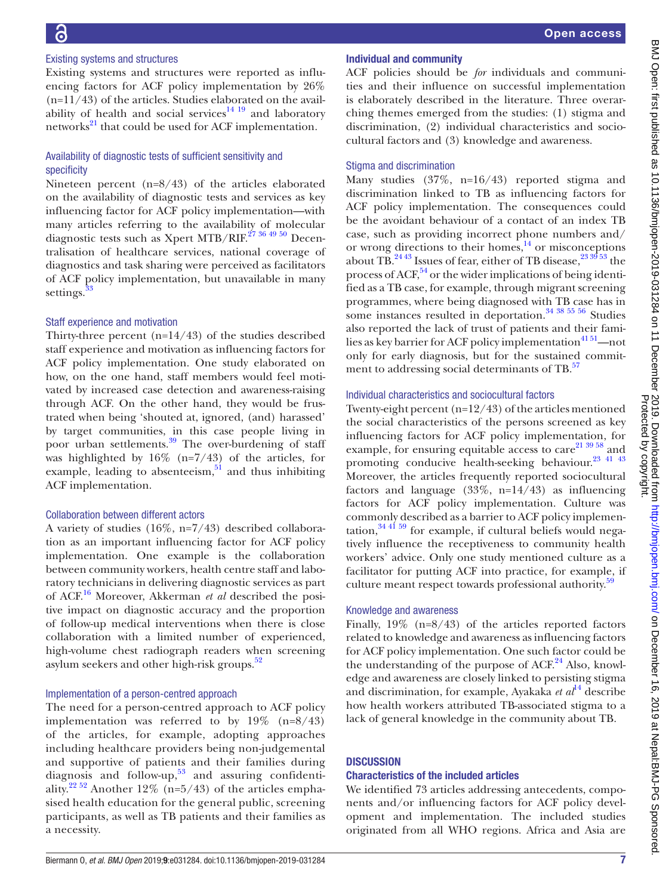### Existing systems and structures

Existing systems and structures were reported as influencing factors for ACF policy implementation by 26% (n=11/43) of the articles. Studies elaborated on the availability of health and social services[14 19] and laboratory networks[21] that could be used for ACF implementation.

### Availability of diagnostic tests of sufficient sensitivity and specificity

Nineteen percent (n=8/43) of the articles elaborated on the availability of diagnostic tests and services as key influencing factor for ACF policy implementation—with many articles referring to the availability of molecular diagnostic tests such as Xpert MTB/RIF.[27 36 49 50] Decentralisation of healthcare services, national coverage of diagnostics and task sharing were perceived as facilitators of ACF policy implementation, but unavailable in many settings.[33]

### Staff experience and motivation

Thirty-three percent (n=14/43) of the studies described staff experience and motivation as influencing factors for ACF policy implementation. One study elaborated on how, on the one hand, staff members would feel motivated by increased case detection and awareness-raising through ACF. On the other hand, they would be frustrated when being 'shouted at, ignored, (and) harassed' by target communities, in this case people living in poor urban settlements.[39] The over-burdening of staff was highlighted by 16% (n=7/43) of the articles, for example, leading to absenteeism,[51] and thus inhibiting ACF implementation.

### Collaboration between different actors

A variety of studies (16%, n=7/43) described collaboration as an important influencing factor for ACF policy implementation. One example is the collaboration between community workers, health centre staff and laboratory technicians in delivering diagnostic services as part of ACF.[16] Moreover, Akkerman *et al* described the positive impact on diagnostic accuracy and the proportion of follow-up medical interventions when there is close collaboration with a limited number of experienced, high-volume chest radiograph readers when screening asylum seekers and other high-risk groups.[52]

### Implementation of a person-centred approach

The need for a person-centred approach to ACF policy implementation was referred to by 19% (n=8/43) of the articles, for example, adopting approaches including healthcare providers being non-judgemental and supportive of patients and their families during diagnosis and follow-up,[53] and assuring confidentiality.[22 52] Another 12% (n=5/43) of the articles emphasised health education for the general public, screening participants, as well as TB patients and their families as a necessity.

## Individual and community

ACF policies should be *for* individuals and communities and their influence on successful implementation is elaborately described in the literature. Three overarching themes emerged from the studies: (1) stigma and discrimination, (2) individual characteristics and sociocultural factors and (3) knowledge and awareness.

### Stigma and discrimination

Many studies (37%, n=16/43) reported stigma and discrimination linked to TB as influencing factors for ACF policy implementation. The consequences could be the avoidant behaviour of a contact of an index TB case, such as providing incorrect phone numbers and/or wrong directions to their homes,[14] or misconceptions about TB.[24 43] Issues of fear, either of TB disease,[23 39 53] the process of ACF,[54] or the wider implications of being identified as a TB case, for example, through migrant screening programmes, where being diagnosed with TB case has in some instances resulted in deportation.[34 38 55 56] Studies also reported the lack of trust of patients and their families as key barrier for ACF policy implementation[41 51]—not only for early diagnosis, but for the sustained commitment to addressing social determinants of TB.[57]

### Individual characteristics and sociocultural factors

Twenty-eight percent (n=12/43) of the articles mentioned the social characteristics of the persons screened as key influencing factors for ACF policy implementation, for example, for ensuring equitable access to care[21 39 58] and promoting conducive health-seeking behaviour.[23 41 43] Moreover, the articles frequently reported sociocultural factors and language (33%, n=14/43) as influencing factors for ACF policy implementation. Culture was commonly described as a barrier to ACF policy implementation,[34 41 59] for example, if cultural beliefs would negatively influence the receptiveness to community health workers' advice. Only one study mentioned culture as a facilitator for putting ACF into practice, for example, if culture meant respect towards professional authority.[59]

### Knowledge and awareness

Finally, 19% (n=8/43) of the articles reported factors related to knowledge and awareness as influencing factors for ACF policy implementation. One such factor could be the understanding of the purpose of ACF.[24] Also, knowledge and awareness are closely linked to persisting stigma and discrimination, for example, Ayakaka *et al*[14] describe how health workers attributed TB-associated stigma to a lack of general knowledge in the community about TB.

# DISCUSSION

## Characteristics of the included articles

We identified 73 articles addressing antecedents, components and/or influencing factors for ACF policy development and implementation. The included studies originated from all WHO regions. Africa and Asia are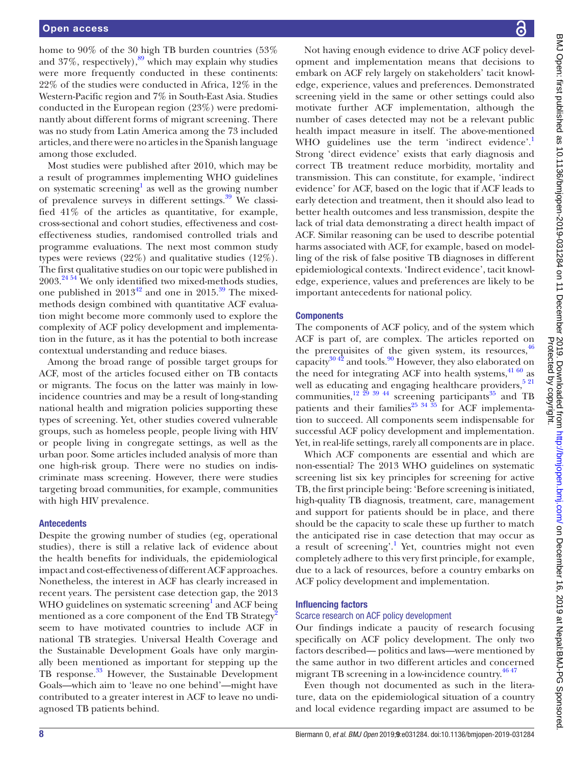home to 90% of the 30 high TB burden countries (53% and 37%, respectively),[89] which may explain why studies were more frequently conducted in these continents: 22% of the studies were conducted in Africa, 12% in the Western-Pacific region and 7% in South-East Asia. Studies conducted in the European region (23%) were predominantly about different forms of migrant screening. There was no study from Latin America among the 73 included articles, and there were no articles in the Spanish language among those excluded.

Most studies were published after 2010, which may be a result of programmes implementing WHO guidelines on systematic screening[1] as well as the growing number of prevalence surveys in different settings.[39] We classified 41% of the articles as quantitative, for example, cross-sectional and cohort studies, effectiveness and cost-effectiveness studies, randomised controlled trials and programme evaluations. The next most common study types were reviews (22%) and qualitative studies (12%). The first qualitative studies on our topic were published in 2003.[24 54] We only identified two mixed-methods studies, one published in 2013[42] and one in 2015.[39] The mixed-methods design combined with quantitative ACF evaluation might become more commonly used to explore the complexity of ACF policy development and implementation in the future, as it has the potential to both increase contextual understanding and reduce biases.

Among the broad range of possible target groups for ACF, most of the articles focused either on TB contacts or migrants. The focus on the latter was mainly in low-incidence countries and may be a result of long-standing national health and migration policies supporting these types of screening. Yet, other studies covered vulnerable groups, such as homeless people, people living with HIV or people living in congregate settings, as well as the urban poor. Some articles included analysis of more than one high-risk group. There were no studies on indiscriminate mass screening. However, there were studies targeting broad communities, for example, communities with high HIV prevalence.

### Antecedents

Despite the growing number of studies (eg, operational studies), there is still a relative lack of evidence about the health benefits for individuals, the epidemiological impact and cost-effectiveness of different ACF approaches. Nonetheless, the interest in ACF has clearly increased in recent years. The persistent case detection gap, the 2013 WHO guidelines on systematic screening[1] and ACF being mentioned as a core component of the End TB Strategy[2] seem to have motivated countries to include ACF in national TB strategies. Universal Health Coverage and the Sustainable Development Goals have only marginally been mentioned as important for stepping up the TB response.[33] However, the Sustainable Development Goals—which aim to 'leave no one behind'—might have contributed to a greater interest in ACF to leave no undiagnosed TB patients behind.

Not having enough evidence to drive ACF policy development and implementation means that decisions to embark on ACF rely largely on stakeholders' tacit knowledge, experience, values and preferences. Demonstrated screening yield in the same or other settings could also motivate further ACF implementation, although the number of cases detected may not be a relevant public health impact measure in itself. The above-mentioned WHO guidelines use the term 'indirect evidence'.[1] Strong 'direct evidence' exists that early diagnosis and correct TB treatment reduce morbidity, mortality and transmission. This can constitute, for example, 'indirect evidence' for ACF, based on the logic that if ACF leads to early detection and treatment, then it should also lead to better health outcomes and less transmission, despite the lack of trial data demonstrating a direct health impact of ACF. Similar reasoning can be used to describe potential harms associated with ACF, for example, based on modelling of the risk of false positive TB diagnoses in different epidemiological contexts. 'Indirect evidence', tacit knowledge, experience, values and preferences are likely to be important antecedents for national policy.

### Components

The components of ACF policy, and of the system which ACF is part of, are complex. The articles reported on the prerequisites of the given system, its resources,[46] capacity[30 42] and tools.[90] However, they also elaborated on the need for integrating ACF into health systems,[41 60] as well as educating and engaging healthcare providers,[5 21] communities,[12 29 39 44] screening participants[35] and TB patients and their families[25 34 35] for ACF implementation to succeed. All components seem indispensable for successful ACF policy development and implementation. Yet, in real-life settings, rarely all components are in place.

Which ACF components are essential and which are non-essential? The 2013 WHO guidelines on systematic screening list six key principles for screening for active TB, the first principle being: 'Before screening is initiated, high-quality TB diagnosis, treatment, care, management and support for patients should be in place, and there should be the capacity to scale these up further to match the anticipated rise in case detection that may occur as a result of screening'.[1] Yet, countries might not even completely adhere to this very first principle, for example, due to a lack of resources, before a country embarks on ACF policy development and implementation.

### Influencing factors

#### Scarce research on ACF policy development

Our findings indicate a paucity of research focusing specifically on ACF policy development. The only two factors described— politics and laws—were mentioned by the same author in two different articles and concerned migrant TB screening in a low-incidence country.[46 47]

Even though not documented as such in the literature, data on the epidemiological situation of a country and local evidence regarding impact are assumed to be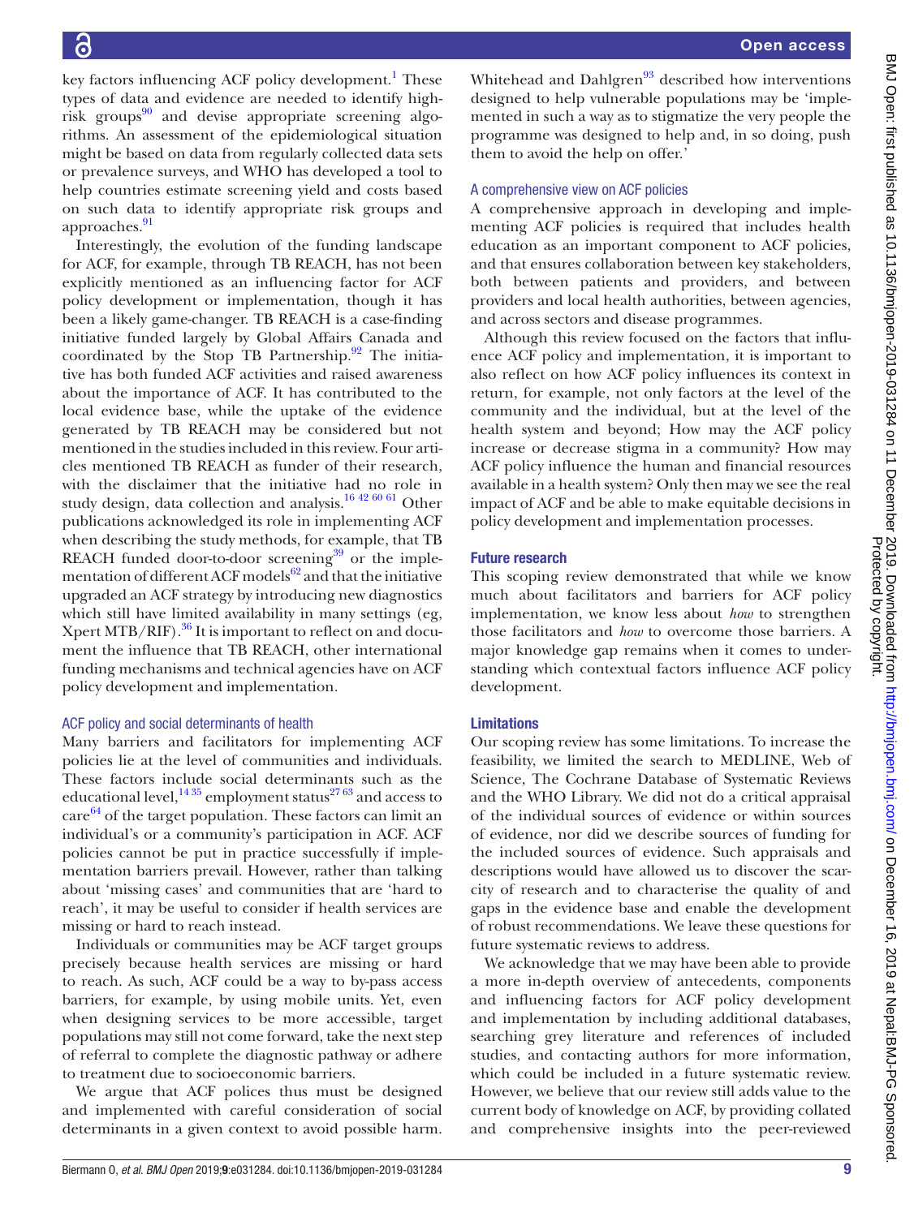key factors influencing ACF policy development.[1] These types of data and evidence are needed to identify high-risk groups[90] and devise appropriate screening algorithms. An assessment of the epidemiological situation might be based on data from regularly collected data sets or prevalence surveys, and WHO has developed a tool to help countries estimate screening yield and costs based on such data to identify appropriate risk groups and approaches.[91]

Interestingly, the evolution of the funding landscape for ACF, for example, through TB REACH, has not been explicitly mentioned as an influencing factor for ACF policy development or implementation, though it has been a likely game-changer. TB REACH is a case-finding initiative funded largely by Global Affairs Canada and coordinated by the Stop TB Partnership.[92] The initiative has both funded ACF activities and raised awareness about the importance of ACF. It has contributed to the local evidence base, while the uptake of the evidence generated by TB REACH may be considered but not mentioned in the studies included in this review. Four articles mentioned TB REACH as funder of their research, with the disclaimer that the initiative had no role in study design, data collection and analysis.[16 42 60 61] Other publications acknowledged its role in implementing ACF when describing the study methods, for example, that TB REACH funded door-to-door screening[39] or the implementation of different ACF models[62] and that the initiative upgraded an ACF strategy by introducing new diagnostics which still have limited availability in many settings (eg, Xpert MTB/RIF).[36] It is important to reflect on and document the influence that TB REACH, other international funding mechanisms and technical agencies have on ACF policy development and implementation.

### ACF policy and social determinants of health

Many barriers and facilitators for implementing ACF policies lie at the level of communities and individuals. These factors include social determinants such as the educational level,[14 35] employment status[27 63] and access to care[64] of the target population. These factors can limit an individual's or a community's participation in ACF. ACF policies cannot be put in practice successfully if implementation barriers prevail. However, rather than talking about 'missing cases' and communities that are 'hard to reach', it may be useful to consider if health services are missing or hard to reach instead.

Individuals or communities may be ACF target groups precisely because health services are missing or hard to reach. As such, ACF could be a way to by-pass access barriers, for example, by using mobile units. Yet, even when designing services to be more accessible, target populations may still not come forward, take the next step of referral to complete the diagnostic pathway or adhere to treatment due to socioeconomic barriers.

We argue that ACF polices thus must be designed and implemented with careful consideration of social determinants in a given context to avoid possible harm. Whitehead and Dahlgren[93] described how interventions designed to help vulnerable populations may be 'implemented in such a way as to stigmatize the very people the programme was designed to help and, in so doing, push them to avoid the help on offer.'

### A comprehensive view on ACF policies

A comprehensive approach in developing and implementing ACF policies is required that includes health education as an important component to ACF policies, and that ensures collaboration between key stakeholders, both between patients and providers, and between providers and local health authorities, between agencies, and across sectors and disease programmes.

Although this review focused on the factors that influence ACF policy and implementation, it is important to also reflect on how ACF policy influences its context in return, for example, not only factors at the level of the community and the individual, but at the level of the health system and beyond; How may the ACF policy increase or decrease stigma in a community? How may ACF policy influence the human and financial resources available in a health system? Only then may we see the real impact of ACF and be able to make equitable decisions in policy development and implementation processes.

## Future research

This scoping review demonstrated that while we know much about facilitators and barriers for ACF policy implementation, we know less about *how* to strengthen those facilitators and *how* to overcome those barriers. A major knowledge gap remains when it comes to understanding which contextual factors influence ACF policy development.

## Limitations

Our scoping review has some limitations. To increase the feasibility, we limited the search to MEDLINE, Web of Science, The Cochrane Database of Systematic Reviews and the WHO Library. We did not do a critical appraisal of the individual sources of evidence or within sources of evidence, nor did we describe sources of funding for the included sources of evidence. Such appraisals and descriptions would have allowed us to discover the scarcity of research and to characterise the quality of and gaps in the evidence base and enable the development of robust recommendations. We leave these questions for future systematic reviews to address.

We acknowledge that we may have been able to provide a more in-depth overview of antecedents, components and influencing factors for ACF policy development and implementation by including additional databases, searching grey literature and references of included studies, and contacting authors for more information, which could be included in a future systematic review. However, we believe that our review still adds value to the current body of knowledge on ACF, by providing collated and comprehensive insights into the peer-reviewed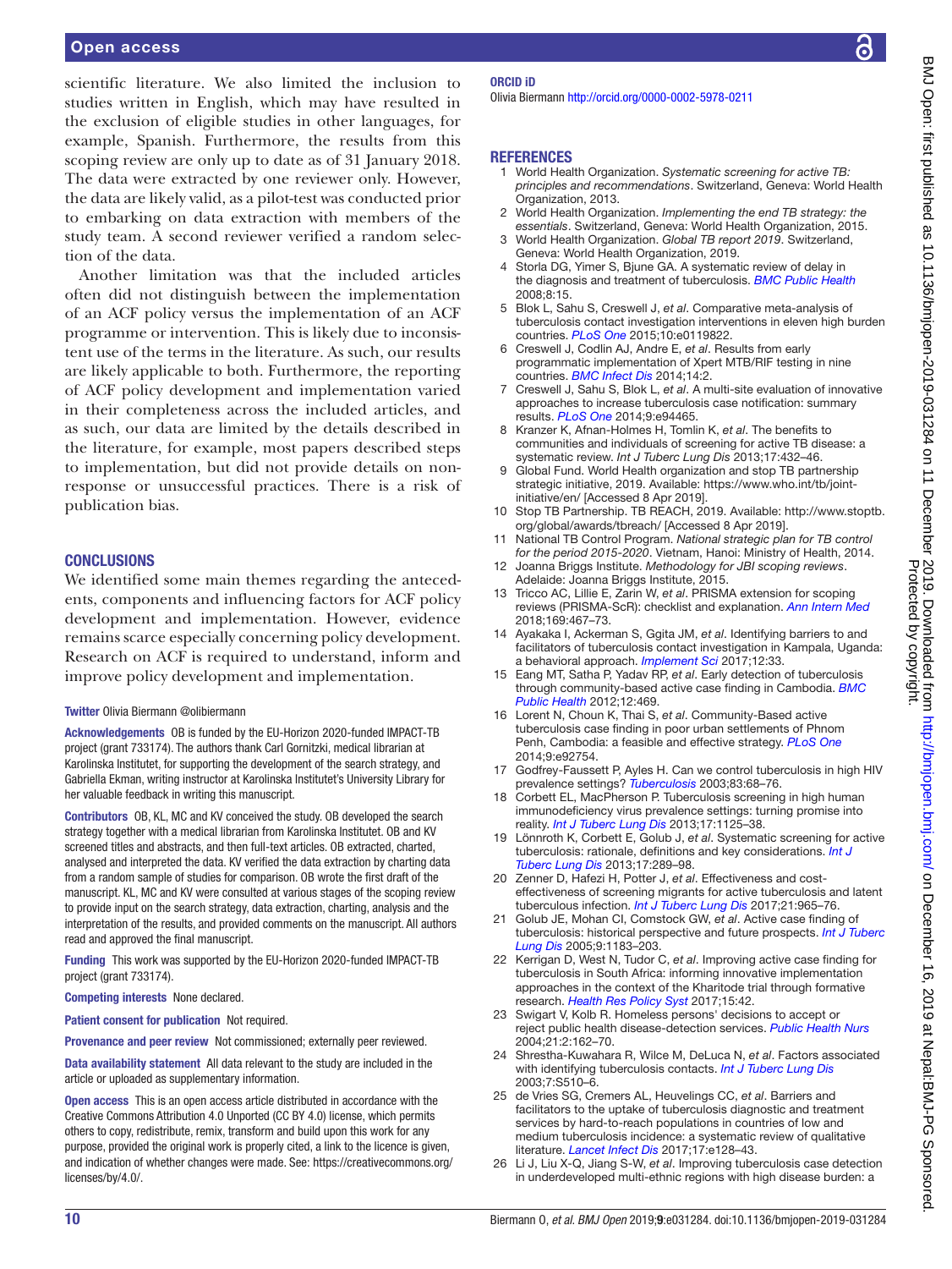scientific literature. We also limited the inclusion to studies written in English, which may have resulted in the exclusion of eligible studies in other languages, for example, Spanish. Furthermore, the results from this scoping review are only up to date as of 31 January 2018. The data were extracted by one reviewer only. However, the data are likely valid, as a pilot-test was conducted prior to embarking on data extraction with members of the study team. A second reviewer verified a random selection of the data.

Another limitation was that the included articles often did not distinguish between the implementation of an ACF policy versus the implementation of an ACF programme or intervention. This is likely due to inconsistent use of the terms in the literature. As such, our results are likely applicable to both. Furthermore, the reporting of ACF policy development and implementation varied in their completeness across the included articles, and as such, our data are limited by the details described in the literature, for example, most papers described steps to implementation, but did not provide details on non-response or unsuccessful practices. There is a risk of publication bias.

## CONCLUSIONS

We identified some main themes regarding the antecedents, components and influencing factors for ACF policy development and implementation. However, evidence remains scarce especially concerning policy development. Research on ACF is required to understand, inform and improve policy development and implementation.

**Twitter** Olivia Biermann @olibiermann

**Acknowledgements** OB is funded by the EU-Horizon 2020-funded IMPACT-TB project (grant 733174). The authors thank Carl Gornitzki, medical librarian at Karolinska Institutet, for supporting the development of the search strategy, and Gabriella Ekman, writing instructor at Karolinska Institutet's University Library for her valuable feedback in writing this manuscript.

**Contributors** OB, KL, MC and KV conceived the study. OB developed the search strategy together with a medical librarian from Karolinska Institutet. OB and KV screened titles and abstracts, and then full-text articles. OB extracted, charted, analysed and interpreted the data. KV verified the data extraction by charting data from a random sample of studies for comparison. OB wrote the first draft of the manuscript. KL, MC and KV were consulted at various stages of the scoping review to provide input on the search strategy, data extraction, charting, analysis and the interpretation of the results, and provided comments on the manuscript. All authors read and approved the final manuscript.

**Funding** This work was supported by the EU-Horizon 2020-funded IMPACT-TB project (grant 733174).

**Competing interests** None declared.

**Patient consent for publication** Not required.

**Provenance and peer review** Not commissioned; externally peer reviewed.

**Data availability statement** All data relevant to the study are included in the article or uploaded as supplementary information.

**Open access** This is an open access article distributed in accordance with the Creative Commons Attribution 4.0 Unported (CC BY 4.0) license, which permits others to copy, redistribute, remix, transform and build upon this work for any purpose, provided the original work is properly cited, a link to the licence is given, and indication of whether changes were made. See: https://creativecommons.org/licenses/by/4.0/.

**ORCID iD**

Olivia Biermann http://orcid.org/0000-0002-5978-0211

## REFERENCES

1. World Health Organization. *Systematic screening for active TB: principles and recommendations*. Switzerland, Geneva: World Health Organization, 2013.
2. World Health Organization. *Implementing the end TB strategy: the essentials*. Switzerland, Geneva: World Health Organization, 2015.
3. World Health Organization. *Global TB report 2019*. Switzerland, Geneva: World Health Organization, 2019.
4. Storla DG, Yimer S, Bjune GA. A systematic review of delay in the diagnosis and treatment of tuberculosis. *BMC Public Health* 2008;8:15.
5. Blok L, Sahu S, Creswell J, *et al*. Comparative meta-analysis of tuberculosis contact investigation interventions in eleven high burden countries. *PLoS One* 2015;10:e0119822.
6. Creswell J, Codlin AJ, Andre E, *et al*. Results from early programmatic implementation of Xpert MTB/RIF testing in nine countries. *BMC Infect Dis* 2014;14:2.
7. Creswell J, Sahu S, Blok L, *et al*. A multi-site evaluation of innovative approaches to increase tuberculosis case notification: summary results. *PLoS One* 2014;9:e94465.
8. Kranzer K, Afnan-Holmes H, Tomlin K, *et al*. The benefits to communities and individuals of screening for active TB disease: a systematic review. *Int J Tuberc Lung Dis* 2013;17:432–46.
9. Global Fund. World Health organization and stop TB partnership strategic initiative, 2019. Available: https://www.who.int/tb/joint-initiative/en/ [Accessed 8 Apr 2019].
10. Stop TB Partnership. TB REACH, 2019. Available: http://www.stoptb.org/global/awards/tbreach/ [Accessed 8 Apr 2019].
11. National TB Control Program. *National strategic plan for TB control for the period 2015-2020*. Vietnam, Hanoi: Ministry of Health, 2014.
12. Joanna Briggs Institute. *Methodology for JBI scoping reviews*. Adelaide: Joanna Briggs Institute, 2015.
13. Tricco AC, Lillie E, Zarin W, *et al*. PRISMA extension for scoping reviews (PRISMA-ScR): checklist and explanation. *Ann Intern Med* 2018;169:467–73.
14. Ayakaka I, Ackerman S, Ggita JM, *et al*. Identifying barriers to and facilitators of tuberculosis contact investigation in Kampala, Uganda: a behavioral approach. *Implement Sci* 2017;12:33.
15. Eang MT, Satha P, Yadav RP, *et al*. Early detection of tuberculosis through community-based active case finding in Cambodia. *BMC Public Health* 2012;12:469.
16. Lorent N, Choun K, Thai S, *et al*. Community-Based active tuberculosis case finding in poor urban settlements of Phnom Penh, Cambodia: a feasible and effective strategy. *PLoS One* 2014;9:e92754.
17. Godfrey-Faussett P, Ayles H. Can we control tuberculosis in high HIV prevalence settings? *Tuberculosis* 2003;83:68–76.
18. Corbett EL, MacPherson P. Tuberculosis screening in high human immunodeficiency virus prevalence settings: turning promise into reality. *Int J Tuberc Lung Dis* 2013;17:1125–38.
19. Lönnroth K, Corbett E, Golub J, *et al*. Systematic screening for active tuberculosis: rationale, definitions and key considerations. *Int J Tuberc Lung Dis* 2013;17:289–98.
20. Zenner D, Hafezi H, Potter J, *et al*. Effectiveness and cost-effectiveness of screening migrants for active tuberculosis and latent tuberculous infection. *Int J Tuberc Lung Dis* 2017;21:965–76.
21. Golub JE, Mohan CI, Comstock GW, *et al*. Active case finding of tuberculosis: historical perspective and future prospects. *Int J Tuberc Lung Dis* 2005;9:1183–203.
22. Kerrigan D, West N, Tudor C, *et al*. Improving active case finding for tuberculosis in South Africa: informing innovative implementation approaches in the context of the Kharitode trial through formative research. *Health Res Policy Syst* 2017;15:42.
23. Swigart V, Kolb R. Homeless persons' decisions to accept or reject public health disease-detection services. *Public Health Nurs* 2004;21:2:162–70.
24. Shrestha-Kuwahara R, Wilce M, DeLuca N, *et al*. Factors associated with identifying tuberculosis contacts. *Int J Tuberc Lung Dis* 2003;7:S510–6.
25. de Vries SG, Cremers AL, Heuvelings CC, *et al*. Barriers and facilitators to the uptake of tuberculosis diagnostic and treatment services by hard-to-reach populations in countries of low and medium tuberculosis incidence: a systematic review of qualitative literature. *Lancet Infect Dis* 2017;17:e128–43.
26. Li J, Liu X-Q, Jiang S-W, *et al*. Improving tuberculosis case detection in underdeveloped multi-ethnic regions with high disease burden: a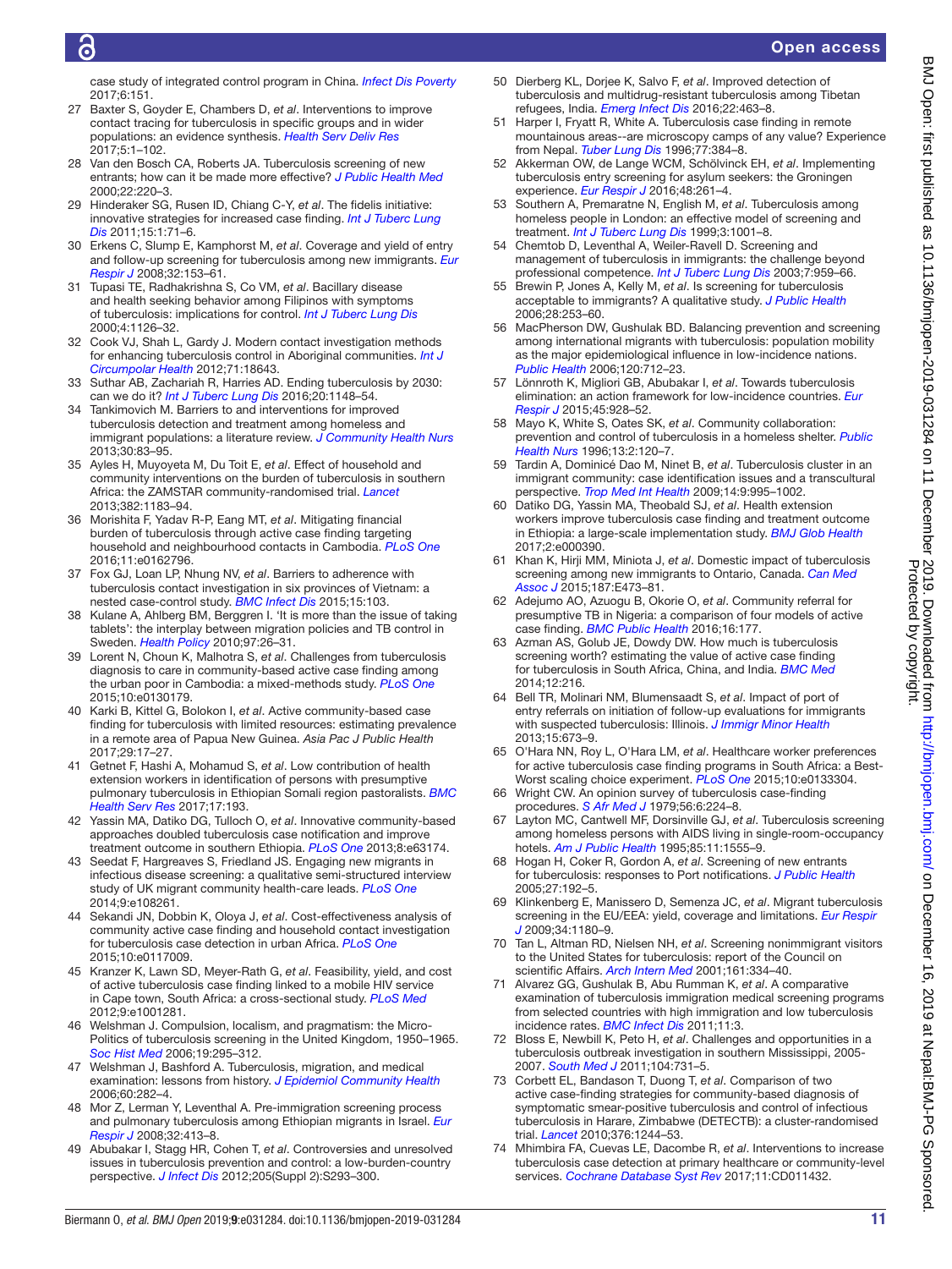case study of integrated control program in China. *Infect Dis Poverty* 2017;6:151.

27. Baxter S, Goyder E, Chambers D, *et al*. Interventions to improve contact tracing for tuberculosis in specific groups and in wider populations: an evidence synthesis. *Health Serv Deliv Res* 2017;5:1–102.
28. Van den Bosch CA, Roberts JA. Tuberculosis screening of new entrants; how can it be made more effective? *J Public Health Med* 2000;22:220–3.
29. Hinderaker SG, Rusen ID, Chiang C-Y, *et al*. The fidelis initiative: innovative strategies for increased case finding. *Int J Tuberc Lung Dis* 2011;15:1:71–6.
30. Erkens C, Slump E, Kamphorst M, *et al*. Coverage and yield of entry and follow-up screening for tuberculosis among new immigrants. *Eur Respir J* 2008;32:153–61.
31. Tupasi TE, Radhakrishna S, Co VM, *et al*. Bacillary disease and health seeking behavior among Filipinos with symptoms of tuberculosis: implications for control. *Int J Tuberc Lung Dis* 2000;4:1126–32.
32. Cook VJ, Shah L, Gardy J. Modern contact investigation methods for enhancing tuberculosis control in Aboriginal communities. *Int J Circumpolar Health* 2012;71:18643.
33. Suthar AB, Zachariah R, Harries AD. Ending tuberculosis by 2030: can we do it? *Int J Tuberc Lung Dis* 2016;20:1148–54.
34. Tankimovich M. Barriers to and interventions for improved tuberculosis detection and treatment among homeless and immigrant populations: a literature review. *J Community Health Nurs* 2013;30:83–95.
35. Ayles H, Muyoyeta M, Du Toit E, *et al*. Effect of household and community interventions on the burden of tuberculosis in southern Africa: the ZAMSTAR community-randomised trial. *Lancet* 2013;382:1183–94.
36. Morishita F, Yadav R-P, Eang MT, *et al*. Mitigating financial burden of tuberculosis through active case finding targeting household and neighbourhood contacts in Cambodia. *PLoS One* 2016;11:e0162796.
37. Fox GJ, Loan LP, Nhung NV, *et al*. Barriers to adherence with tuberculosis contact investigation in six provinces of Vietnam: a nested case-control study. *BMC Infect Dis* 2015;15:103.
38. Kulane A, Ahlberg BM, Berggren I. 'It is more than the issue of taking tablets': the interplay between migration policies and TB control in Sweden. *Health Policy* 2010;97:26–31.
39. Lorent N, Choun K, Malhotra S, *et al*. Challenges from tuberculosis diagnosis to care in community-based active case finding among the urban poor in Cambodia: a mixed-methods study. *PLoS One* 2015;10:e0130179.
40. Karki B, Kittel G, Bolokon I, *et al*. Active community-based case finding for tuberculosis with limited resources: estimating prevalence in a remote area of Papua New Guinea. *Asia Pac J Public Health* 2017;29:17–27.
41. Getnet F, Hashi A, Mohamud S, *et al*. Low contribution of health extension workers in identification of persons with presumptive pulmonary tuberculosis in Ethiopian Somali region pastoralists. *BMC Health Serv Res* 2017;17:193.
42. Yassin MA, Datiko DG, Tulloch O, *et al*. Innovative community-based approaches doubled tuberculosis case notification and improve treatment outcome in southern Ethiopia. *PLoS One* 2013;8:e63174.
43. Seedat F, Hargreaves S, Friedland JS. Engaging new migrants in infectious disease screening: a qualitative semi-structured interview study of UK migrant community health-care leads. *PLoS One* 2014;9:e108261.
44. Sekandi JN, Dobbin K, Oloya J, *et al*. Cost-effectiveness analysis of community active case finding and household contact investigation for tuberculosis case detection in urban Africa. *PLoS One* 2015;10:e0117009.
45. Kranzer K, Lawn SD, Meyer-Rath G, *et al*. Feasibility, yield, and cost of active tuberculosis case finding linked to a mobile HIV service in Cape town, South Africa: a cross-sectional study. *PLoS Med* 2012;9:e1001281.
46. Welshman J. Compulsion, localism, and pragmatism: the Micro-Politics of tuberculosis screening in the United Kingdom, 1950–1965. *Soc Hist Med* 2006;19:295–312.
47. Welshman J, Bashford A. Tuberculosis, migration, and medical examination: lessons from history. *J Epidemiol Community Health* 2006;60:282–4.
48. Mor Z, Lerman Y, Leventhal A. Pre-immigration screening process and pulmonary tuberculosis among Ethiopian migrants in Israel. *Eur Respir J* 2008;32:413–8.
49. Abubakar I, Stagg HR, Cohen T, *et al*. Controversies and unresolved issues in tuberculosis prevention and control: a low-burden-country perspective. *J Infect Dis* 2012;205(Suppl 2):S293–300.
50. Dierberg KL, Dorjee K, Salvo F, *et al*. Improved detection of tuberculosis and multidrug-resistant tuberculosis among Tibetan refugees, India. *Emerg Infect Dis* 2016;22:463–8.
51. Harper I, Fryatt R, White A. Tuberculosis case finding in remote mountainous areas--are microscopy camps of any value? Experience from Nepal. *Tuber Lung Dis* 1996;77:384–8.
52. Akkerman OW, de Lange WCM, Schölvinck EH, *et al*. Implementing tuberculosis entry screening for asylum seekers: the Groningen experience. *Eur Respir J* 2016;48:261–4.
53. Southern A, Premaratne N, English M, *et al*. Tuberculosis among homeless people in London: an effective model of screening and treatment. *Int J Tuberc Lung Dis* 1999;3:1001–8.
54. Chemtob D, Leventhal A, Weiler-Ravell D. Screening and management of tuberculosis in immigrants: the challenge beyond professional competence. *Int J Tuberc Lung Dis* 2003;7:959–66.
55. Brewin P, Jones A, Kelly M, *et al*. Is screening for tuberculosis acceptable to immigrants? A qualitative study. *J Public Health* 2006;28:253–60.
56. MacPherson DW, Gushulak BD. Balancing prevention and screening among international migrants with tuberculosis: population mobility as the major epidemiological influence in low-incidence nations. *Public Health* 2006;120:712–23.
57. Lönnroth K, Migliori GB, Abubakar I, *et al*. Towards tuberculosis elimination: an action framework for low-incidence countries. *Eur Respir J* 2015;45:928–52.
58. Mayo K, White S, Oates SK, *et al*. Community collaboration: prevention and control of tuberculosis in a homeless shelter. *Public Health Nurs* 1996;13:2:120–7.
59. Tardin A, Dominicé Dao M, Ninet B, *et al*. Tuberculosis cluster in an immigrant community: case identification issues and a transcultural perspective. *Trop Med Int Health* 2009;14:9:995–1002.
60. Datiko DG, Yassin MA, Theobald SJ, *et al*. Health extension workers improve tuberculosis case finding and treatment outcome in Ethiopia: a large-scale implementation study. *BMJ Glob Health* 2017;2:e000390.
61. Khan K, Hirji MM, Miniota J, *et al*. Domestic impact of tuberculosis screening among new immigrants to Ontario, Canada. *Can Med Assoc J* 2015;187:E473–81.
62. Adejumo AO, Azuogu B, Okorie O, *et al*. Community referral for presumptive TB in Nigeria: a comparison of four models of active case finding. *BMC Public Health* 2016;16:177.
63. Azman AS, Golub JE, Dowdy DW. How much is tuberculosis screening worth? estimating the value of active case finding for tuberculosis in South Africa, China, and India. *BMC Med* 2014;12:216.
64. Bell TR, Molinari NM, Blumensaadt S, *et al*. Impact of port of entry referrals on initiation of follow-up evaluations for immigrants with suspected tuberculosis: Illinois. *J Immigr Minor Health* 2013;15:673–9.
65. O'Hara NN, Roy L, O'Hara LM, *et al*. Healthcare worker preferences for active tuberculosis case finding programs in South Africa: a Best-Worst scaling choice experiment. *PLoS One* 2015;10:e0133304.
66. Wright CW. An opinion survey of tuberculosis case-finding procedures. *S Afr Med J* 1979;56:6:224–8.
67. Layton MC, Cantwell MF, Dorsinville GJ, *et al*. Tuberculosis screening among homeless persons with AIDS living in single-room-occupancy hotels. *Am J Public Health* 1995;85:11:1555–9.
68. Hogan H, Coker R, Gordon A, *et al*. Screening of new entrants for tuberculosis: responses to Port notifications. *J Public Health* 2005;27:192–5.
69. Klinkenberg E, Manissero D, Semenza JC, *et al*. Migrant tuberculosis screening in the EU/EEA: yield, coverage and limitations. *Eur Respir J* 2009;34:1180–9.
70. Tan L, Altman RD, Nielsen NH, *et al*. Screening nonimmigrant visitors to the United States for tuberculosis: report of the Council on scientific Affairs. *Arch Intern Med* 2001;161:334–40.
71. Alvarez GG, Gushulak B, Abu Rumman K, *et al*. A comparative examination of tuberculosis immigration medical screening programs from selected countries with high immigration and low tuberculosis incidence rates. *BMC Infect Dis* 2011;11:3.
72. Bloss E, Newbill K, Peto H, *et al*. Challenges and opportunities in a tuberculosis outbreak investigation in southern Mississippi, 2005-2007. *South Med J* 2011;104:731–5.
73. Corbett EL, Bandason T, Duong T, *et al*. Comparison of two active case-finding strategies for community-based diagnosis of symptomatic smear-positive tuberculosis and control of infectious tuberculosis in Harare, Zimbabwe (DETECTB): a cluster-randomised trial. *Lancet* 2010;376:1244–53.
74. Mhimbira FA, Cuevas LE, Dacombe R, *et al*. Interventions to increase tuberculosis case detection at primary healthcare or community-level services. *Cochrane Database Syst Rev* 2017;11:CD011432.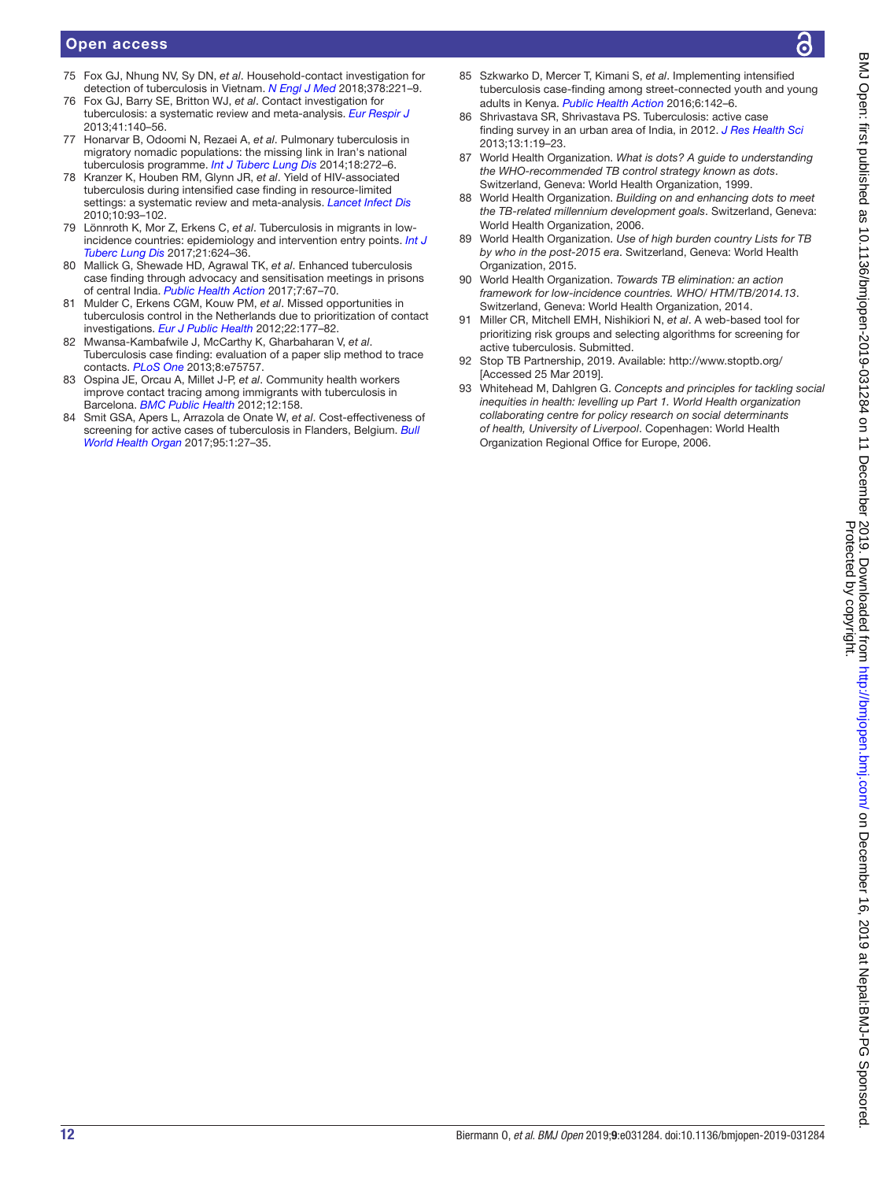75 Fox GJ, Nhung NV, Sy DN, *et al*. Household-contact investigation for detection of tuberculosis in Vietnam. *N Engl J Med* 2018;378:221–9.
76 Fox GJ, Barry SE, Britton WJ, *et al*. Contact investigation for tuberculosis: a systematic review and meta-analysis. *Eur Respir J* 2013;41:140–56.
77 Honarvar B, Odoomi N, Rezaei A, *et al*. Pulmonary tuberculosis in migratory nomadic populations: the missing link in Iran's national tuberculosis programme. *Int J Tuberc Lung Dis* 2014;18:272–6.
78 Kranzer K, Houben RM, Glynn JR, *et al*. Yield of HIV-associated tuberculosis during intensified case finding in resource-limited settings: a systematic review and meta-analysis. *Lancet Infect Dis* 2010;10:93–102.
79 Lönnroth K, Mor Z, Erkens C, *et al*. Tuberculosis in migrants in low-incidence countries: epidemiology and intervention entry points. *Int J Tuberc Lung Dis* 2017;21:624–36.
80 Mallick G, Shewade HD, Agrawal TK, *et al*. Enhanced tuberculosis case finding through advocacy and sensitisation meetings in prisons of central India. *Public Health Action* 2017;7:67–70.
81 Mulder C, Erkens CGM, Kouw PM, *et al*. Missed opportunities in tuberculosis control in the Netherlands due to prioritization of contact investigations. *Eur J Public Health* 2012;22:177–82.
82 Mwansa-Kambafwile J, McCarthy K, Gharbaharan V, *et al*. Tuberculosis case finding: evaluation of a paper slip method to trace contacts. *PLoS One* 2013;8:e75757.
83 Ospina JE, Orcau A, Millet J-P, *et al*. Community health workers improve contact tracing among immigrants with tuberculosis in Barcelona. *BMC Public Health* 2012;12:158.
84 Smit GSA, Apers L, Arrazola de Onate W, *et al*. Cost-effectiveness of screening for active cases of tuberculosis in Flanders, Belgium. *Bull World Health Organ* 2017;95:1:27–35.
85 Szkwarko D, Mercer T, Kimani S, *et al*. Implementing intensified tuberculosis case-finding among street-connected youth and young adults in Kenya. *Public Health Action* 2016;6:142–6.
86 Shrivastava SR, Shrivastava PS. Tuberculosis: active case finding survey in an urban area of India, in 2012. *J Res Health Sci* 2013;13:1:19–23.
87 World Health Organization. *What is dots? A guide to understanding the WHO-recommended TB control strategy known as dots*. Switzerland, Geneva: World Health Organization, 1999.
88 World Health Organization. *Building on and enhancing dots to meet the TB-related millennium development goals*. Switzerland, Geneva: World Health Organization, 2006.
89 World Health Organization. *Use of high burden country Lists for TB by who in the post-2015 era*. Switzerland, Geneva: World Health Organization, 2015.
90 World Health Organization. *Towards TB elimination: an action framework for low-incidence countries. WHO/ HTM/TB/2014.13*. Switzerland, Geneva: World Health Organization, 2014.
91 Miller CR, Mitchell EMH, Nishikiori N, *et al*. A web-based tool for prioritizing risk groups and selecting algorithms for screening for active tuberculosis. Submitted.
92 Stop TB Partnership, 2019. Available: http://www.stoptb.org/ [Accessed 25 Mar 2019].
93 Whitehead M, Dahlgren G. *Concepts and principles for tackling social inequities in health: levelling up Part 1. World Health organization collaborating centre for policy research on social determinants of health, University of Liverpool*. Copenhagen: World Health Organization Regional Office for Europe, 2006.